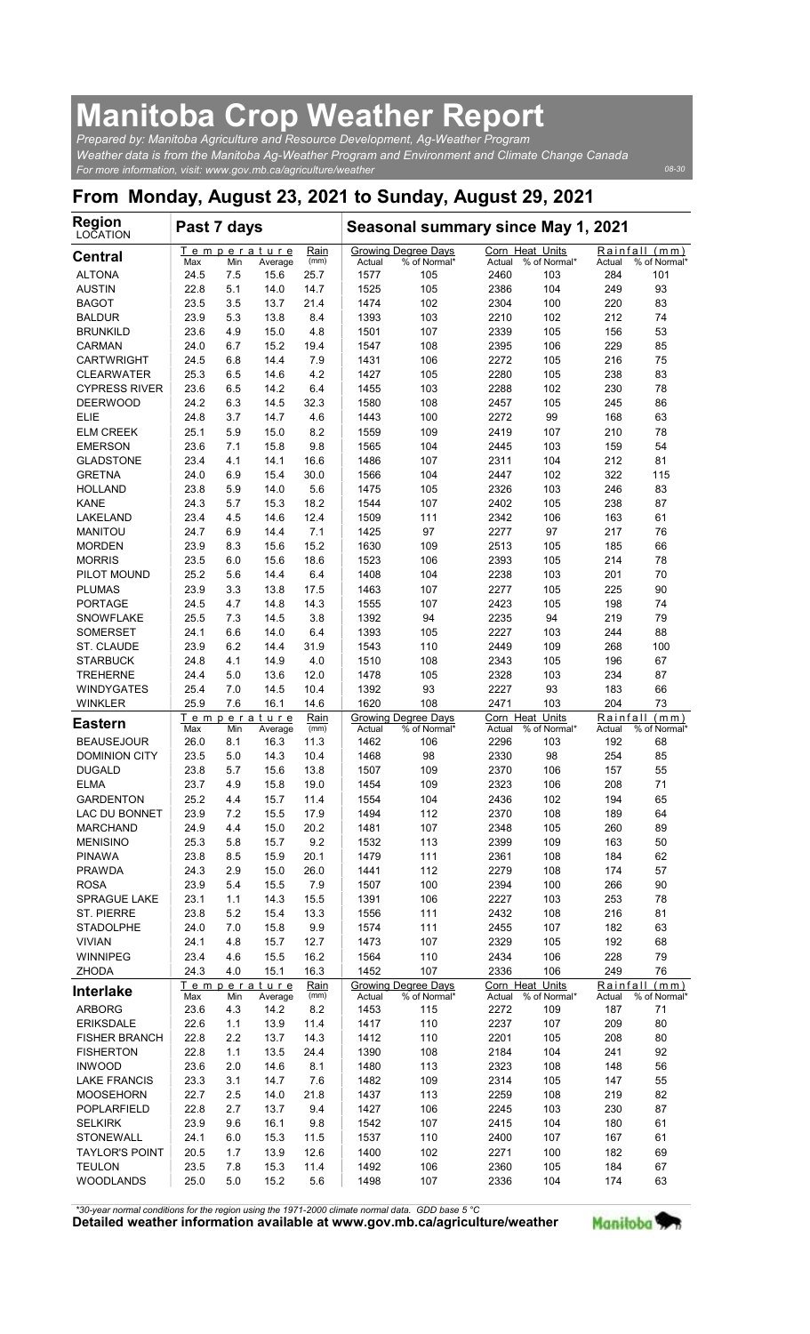# Manitoba Crop Weather Report

*Prepared by: Manitoba Agriculture and Resource Development, Ag-Weather Program*
*Weather data is from the Manitoba Ag-Weather Program and Environment and Climate Change Canada*
*For more information, visit: www.gov.mb.ca/agriculture/weather*

08-30

## From Monday, August 23, 2021 to Sunday, August 29, 2021

| Region LOCATION | Past 7 days | | | | Seasonal summary since May 1, 2021 | | | | | |
|---|---|---|---|---|---|---|---|---|---|---|
| | Temperature | | | Rain | Growing Degree Days | | Corn Heat Units | | Rainfall (mm) | |
| **Central** | Max | Min | Average | (mm) | Actual | % of Normal* | Actual | % of Normal* | Actual | % of Normal* |
| ALTONA | 24.5 | 7.5 | 15.6 | 25.7 | 1577 | 105 | 2460 | 103 | 284 | 101 |
| AUSTIN | 22.8 | 5.1 | 14.0 | 14.7 | 1525 | 105 | 2386 | 104 | 249 | 93 |
| BAGOT | 23.5 | 3.5 | 13.7 | 21.4 | 1474 | 102 | 2304 | 100 | 220 | 83 |
| BALDUR | 23.9 | 5.3 | 13.8 | 8.4 | 1393 | 103 | 2210 | 102 | 212 | 74 |
| BRUNKILD | 23.6 | 4.9 | 15.0 | 4.8 | 1501 | 107 | 2339 | 105 | 156 | 53 |
| CARMAN | 24.0 | 6.7 | 15.2 | 19.4 | 1547 | 108 | 2395 | 106 | 229 | 85 |
| CARTWRIGHT | 24.5 | 6.8 | 14.4 | 7.9 | 1431 | 106 | 2272 | 105 | 216 | 75 |
| CLEARWATER | 25.3 | 6.5 | 14.6 | 4.2 | 1427 | 105 | 2280 | 105 | 238 | 83 |
| CYPRESS RIVER | 23.6 | 6.5 | 14.2 | 6.4 | 1455 | 103 | 2288 | 102 | 230 | 78 |
| DEERWOOD | 24.2 | 6.3 | 14.5 | 32.3 | 1580 | 108 | 2457 | 105 | 245 | 86 |
| ELIE | 24.8 | 3.7 | 14.7 | 4.6 | 1443 | 100 | 2272 | 99 | 168 | 63 |
| ELM CREEK | 25.1 | 5.9 | 15.0 | 8.2 | 1559 | 109 | 2419 | 107 | 210 | 78 |
| EMERSON | 23.6 | 7.1 | 15.8 | 9.8 | 1565 | 104 | 2445 | 103 | 159 | 54 |
| GLADSTONE | 23.4 | 4.1 | 14.1 | 16.6 | 1486 | 107 | 2311 | 104 | 212 | 81 |
| GRETNA | 24.0 | 6.9 | 15.4 | 30.0 | 1566 | 104 | 2447 | 102 | 322 | 115 |
| HOLLAND | 23.8 | 5.9 | 14.0 | 5.6 | 1475 | 105 | 2326 | 103 | 246 | 83 |
| KANE | 24.3 | 5.7 | 15.3 | 18.2 | 1544 | 107 | 2402 | 105 | 238 | 87 |
| LAKELAND | 23.4 | 4.5 | 14.6 | 12.4 | 1509 | 111 | 2342 | 106 | 163 | 61 |
| MANITOU | 24.7 | 6.9 | 14.4 | 7.1 | 1425 | 97 | 2277 | 97 | 217 | 76 |
| MORDEN | 23.9 | 8.3 | 15.6 | 15.2 | 1630 | 109 | 2513 | 105 | 185 | 66 |
| MORRIS | 23.5 | 6.0 | 15.6 | 18.6 | 1523 | 106 | 2393 | 105 | 214 | 78 |
| PILOT MOUND | 25.2 | 5.6 | 14.4 | 6.4 | 1408 | 104 | 2238 | 103 | 201 | 70 |
| PLUMAS | 23.9 | 3.3 | 13.8 | 17.5 | 1463 | 107 | 2277 | 105 | 225 | 90 |
| PORTAGE | 24.5 | 4.7 | 14.8 | 14.3 | 1555 | 107 | 2423 | 105 | 198 | 74 |
| SNOWFLAKE | 25.5 | 7.3 | 14.5 | 3.8 | 1392 | 94 | 2235 | 94 | 219 | 79 |
| SOMERSET | 24.1 | 6.6 | 14.0 | 6.4 | 1393 | 105 | 2227 | 103 | 244 | 88 |
| ST. CLAUDE | 23.9 | 6.2 | 14.4 | 31.9 | 1543 | 110 | 2449 | 109 | 268 | 100 |
| STARBUCK | 24.8 | 4.1 | 14.9 | 4.0 | 1510 | 108 | 2343 | 105 | 196 | 67 |
| TREHERNE | 24.4 | 5.0 | 13.6 | 12.0 | 1478 | 105 | 2328 | 103 | 234 | 87 |
| WINDYGATES | 25.4 | 7.0 | 14.5 | 10.4 | 1392 | 93 | 2227 | 93 | 183 | 66 |
| WINKLER | 25.9 | 7.6 | 16.1 | 14.6 | 1620 | 108 | 2471 | 103 | 204 | 73 |
| **Eastern** | Max | Min | Average | (mm) | Actual | % of Normal* | Actual | % of Normal* | Actual | % of Normal* |
| BEAUSEJOUR | 26.0 | 8.1 | 16.3 | 11.3 | 1462 | 106 | 2296 | 103 | 192 | 68 |
| DOMINION CITY | 23.5 | 5.0 | 14.3 | 10.4 | 1468 | 98 | 2330 | 98 | 254 | 85 |
| DUGALD | 23.8 | 5.7 | 15.6 | 13.8 | 1507 | 109 | 2370 | 106 | 157 | 55 |
| ELMA | 23.7 | 4.9 | 15.8 | 19.0 | 1454 | 109 | 2323 | 106 | 208 | 71 |
| GARDENTON | 25.2 | 4.4 | 15.7 | 11.4 | 1554 | 104 | 2436 | 102 | 194 | 65 |
| LAC DU BONNET | 23.9 | 7.2 | 15.5 | 17.9 | 1494 | 112 | 2370 | 108 | 189 | 64 |
| MARCHAND | 24.9 | 4.4 | 15.0 | 20.2 | 1481 | 107 | 2348 | 105 | 260 | 89 |
| MENISINO | 25.3 | 5.8 | 15.7 | 9.2 | 1532 | 113 | 2399 | 109 | 163 | 50 |
| PINAWA | 23.8 | 8.5 | 15.9 | 20.1 | 1479 | 111 | 2361 | 108 | 184 | 62 |
| PRAWDA | 24.3 | 2.9 | 15.0 | 26.0 | 1441 | 112 | 2279 | 108 | 174 | 57 |
| ROSA | 23.9 | 5.4 | 15.5 | 7.9 | 1507 | 100 | 2394 | 100 | 266 | 90 |
| SPRAGUE LAKE | 23.1 | 1.1 | 14.3 | 15.5 | 1391 | 106 | 2227 | 103 | 253 | 78 |
| ST. PIERRE | 23.8 | 5.2 | 15.4 | 13.3 | 1556 | 111 | 2432 | 108 | 216 | 81 |
| STADOLPHE | 24.0 | 7.0 | 15.8 | 9.9 | 1574 | 111 | 2455 | 107 | 182 | 63 |
| VIVIAN | 24.1 | 4.8 | 15.7 | 12.7 | 1473 | 107 | 2329 | 105 | 192 | 68 |
| WINNIPEG | 23.4 | 4.6 | 15.5 | 16.2 | 1564 | 110 | 2434 | 106 | 228 | 79 |
| ZHODA | 24.3 | 4.0 | 15.1 | 16.3 | 1452 | 107 | 2336 | 106 | 249 | 76 |
| **Interlake** | Max | Min | Average | (mm) | Actual | % of Normal* | Actual | % of Normal* | Actual | % of Normal* |
| ARBORG | 23.6 | 4.3 | 14.2 | 8.2 | 1453 | 115 | 2272 | 109 | 187 | 71 |
| ERIKSDALE | 22.6 | 1.1 | 13.9 | 11.4 | 1417 | 110 | 2237 | 107 | 209 | 80 |
| FISHER BRANCH | 22.8 | 2.2 | 13.7 | 14.3 | 1412 | 110 | 2201 | 105 | 208 | 80 |
| FISHERTON | 22.8 | 1.1 | 13.5 | 24.4 | 1390 | 108 | 2184 | 104 | 241 | 92 |
| INWOOD | 23.6 | 2.0 | 14.6 | 8.1 | 1480 | 113 | 2323 | 108 | 148 | 56 |
| LAKE FRANCIS | 23.3 | 3.1 | 14.7 | 7.6 | 1482 | 109 | 2314 | 105 | 147 | 55 |
| MOOSEHORN | 22.7 | 2.5 | 14.0 | 21.8 | 1437 | 113 | 2259 | 108 | 219 | 82 |
| POPLARFIELD | 22.8 | 2.7 | 13.7 | 9.4 | 1427 | 106 | 2245 | 103 | 230 | 87 |
| SELKIRK | 23.9 | 9.6 | 16.1 | 9.8 | 1542 | 107 | 2415 | 104 | 180 | 61 |
| STONEWALL | 24.1 | 6.0 | 15.3 | 11.5 | 1537 | 110 | 2400 | 107 | 167 | 61 |
| TAYLOR'S POINT | 20.5 | 1.7 | 13.9 | 12.6 | 1400 | 102 | 2271 | 100 | 182 | 69 |
| TEULON | 23.5 | 7.8 | 15.3 | 11.4 | 1492 | 106 | 2360 | 105 | 184 | 67 |
| WOODLANDS | 25.0 | 5.0 | 15.2 | 5.6 | 1498 | 107 | 2336 | 104 | 174 | 63 |

*\*30-year normal conditions for the region using the 1971-2000 climate normal data. GDD base 5 °C*

**Detailed weather information available at www.gov.mb.ca/agriculture/weather**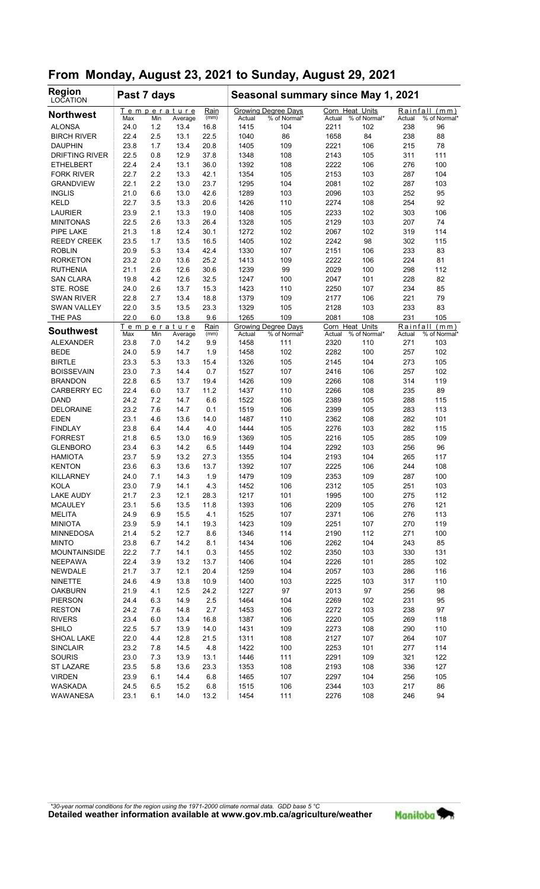# From Monday, August 23, 2021 to Sunday, August 29, 2021

| Region LOCATION | Past 7 days | | | | Seasonal summary since May 1, 2021 | | | | | |
|---|---|---|---|---|---|---|---|---|---|---|
| | Temperature | | | Rain | Growing Degree Days | | Corn Heat Units | | Rainfall (mm) | |
| **Northwest** | Max | Min | Average | (mm) | Actual | % of Normal* | Actual | % of Normal* | Actual | % of Normal* |
| ALONSA | 24.0 | 1.2 | 13.4 | 16.8 | 1415 | 104 | 2211 | 102 | 238 | 96 |
| BIRCH RIVER | 22.4 | 2.5 | 13.1 | 22.5 | 1040 | 86 | 1658 | 84 | 238 | 88 |
| DAUPHIN | 23.8 | 1.7 | 13.4 | 20.8 | 1405 | 109 | 2221 | 106 | 215 | 78 |
| DRIFTING RIVER | 22.5 | 0.8 | 12.9 | 37.8 | 1348 | 108 | 2143 | 105 | 311 | 111 |
| ETHELBERT | 22.4 | 2.4 | 13.1 | 36.0 | 1392 | 108 | 2222 | 106 | 276 | 100 |
| FORK RIVER | 22.7 | 2.2 | 13.3 | 42.1 | 1354 | 105 | 2153 | 103 | 287 | 104 |
| GRANDVIEW | 22.1 | 2.2 | 13.0 | 23.7 | 1295 | 104 | 2081 | 102 | 287 | 103 |
| INGLIS | 21.0 | 6.6 | 13.0 | 42.6 | 1289 | 103 | 2096 | 103 | 252 | 95 |
| KELD | 22.7 | 3.5 | 13.3 | 20.6 | 1426 | 110 | 2274 | 108 | 254 | 92 |
| LAURIER | 23.9 | 2.1 | 13.3 | 19.0 | 1408 | 105 | 2233 | 102 | 303 | 106 |
| MINITONAS | 22.5 | 2.6 | 13.3 | 26.4 | 1328 | 105 | 2129 | 103 | 207 | 74 |
| PIPE LAKE | 21.3 | 1.8 | 12.4 | 30.1 | 1272 | 102 | 2067 | 102 | 319 | 114 |
| REEDY CREEK | 23.5 | 1.7 | 13.5 | 16.5 | 1405 | 102 | 2242 | 98 | 302 | 115 |
| ROBLIN | 20.9 | 5.3 | 13.4 | 42.4 | 1330 | 107 | 2151 | 106 | 233 | 83 |
| RORKETON | 23.2 | 2.0 | 13.6 | 25.2 | 1413 | 109 | 2222 | 106 | 224 | 81 |
| RUTHENIA | 21.1 | 2.6 | 12.6 | 30.6 | 1239 | 99 | 2029 | 100 | 298 | 112 |
| SAN CLARA | 19.8 | 4.2 | 12.6 | 32.5 | 1247 | 100 | 2047 | 101 | 228 | 82 |
| STE. ROSE | 24.0 | 2.6 | 13.7 | 15.3 | 1423 | 110 | 2250 | 107 | 234 | 85 |
| SWAN RIVER | 22.8 | 2.7 | 13.4 | 18.8 | 1379 | 109 | 2177 | 106 | 221 | 79 |
| SWAN VALLEY | 22.0 | 3.5 | 13.5 | 23.3 | 1329 | 105 | 2128 | 103 | 233 | 83 |
| THE PAS | 22.0 | 6.0 | 13.8 | 9.6 | 1265 | 109 | 2081 | 108 | 231 | 105 |
| | Temperature | | | Rain | Growing Degree Days | | Corn Heat Units | | Rainfall (mm) | |
| **Southwest** | Max | Min | Average | (mm) | Actual | % of Normal* | Actual | % of Normal* | Actual | % of Normal* |
| ALEXANDER | 23.8 | 7.0 | 14.2 | 9.9 | 1458 | 111 | 2320 | 110 | 271 | 103 |
| BEDE | 24.0 | 5.9 | 14.7 | 1.9 | 1458 | 102 | 2282 | 100 | 257 | 102 |
| BIRTLE | 23.3 | 5.3 | 13.3 | 15.4 | 1326 | 105 | 2145 | 104 | 273 | 105 |
| BOISSEVAIN | 23.0 | 7.3 | 14.4 | 0.7 | 1527 | 107 | 2416 | 106 | 257 | 102 |
| BRANDON | 22.8 | 6.5 | 13.7 | 19.4 | 1426 | 109 | 2266 | 108 | 314 | 119 |
| CARBERRY EC | 22.4 | 6.0 | 13.7 | 11.2 | 1437 | 110 | 2266 | 108 | 235 | 89 |
| DAND | 24.2 | 7.2 | 14.7 | 6.6 | 1522 | 106 | 2389 | 105 | 288 | 115 |
| DELORAINE | 23.2 | 7.6 | 14.7 | 0.1 | 1519 | 106 | 2399 | 105 | 283 | 113 |
| EDEN | 23.1 | 4.6 | 13.6 | 14.0 | 1487 | 110 | 2362 | 108 | 282 | 101 |
| FINDLAY | 23.8 | 6.4 | 14.4 | 4.0 | 1444 | 105 | 2276 | 103 | 282 | 115 |
| FORREST | 21.8 | 6.5 | 13.0 | 16.9 | 1369 | 105 | 2216 | 105 | 285 | 109 |
| GLENBORO | 23.4 | 6.3 | 14.2 | 6.5 | 1449 | 104 | 2292 | 103 | 256 | 96 |
| HAMIOTA | 23.7 | 5.9 | 13.2 | 27.3 | 1355 | 104 | 2193 | 104 | 265 | 117 |
| KENTON | 23.6 | 6.3 | 13.6 | 13.7 | 1392 | 107 | 2225 | 106 | 244 | 108 |
| KILLARNEY | 24.0 | 7.1 | 14.3 | 1.9 | 1479 | 109 | 2353 | 109 | 287 | 100 |
| KOLA | 23.0 | 7.9 | 14.1 | 4.3 | 1452 | 106 | 2312 | 105 | 251 | 103 |
| LAKE AUDY | 21.7 | 2.3 | 12.1 | 28.3 | 1217 | 101 | 1995 | 100 | 275 | 112 |
| MCAULEY | 23.1 | 5.6 | 13.5 | 11.8 | 1393 | 106 | 2209 | 105 | 276 | 121 |
| MELITA | 24.9 | 6.9 | 15.5 | 4.1 | 1525 | 107 | 2371 | 106 | 276 | 113 |
| MINIOTA | 23.9 | 5.9 | 14.1 | 19.3 | 1423 | 109 | 2251 | 107 | 270 | 119 |
| MINNEDOSA | 21.4 | 5.2 | 12.7 | 8.6 | 1346 | 114 | 2190 | 112 | 271 | 100 |
| MINTO | 23.8 | 6.7 | 14.2 | 8.1 | 1434 | 106 | 2262 | 104 | 243 | 85 |
| MOUNTAINSIDE | 22.2 | 7.7 | 14.1 | 0.3 | 1455 | 102 | 2350 | 103 | 330 | 131 |
| NEEPAWA | 22.4 | 3.9 | 13.2 | 13.7 | 1406 | 104 | 2226 | 101 | 285 | 102 |
| NEWDALE | 21.7 | 3.7 | 12.1 | 20.4 | 1259 | 104 | 2057 | 103 | 286 | 116 |
| NINETTE | 24.6 | 4.9 | 13.8 | 10.9 | 1400 | 103 | 2225 | 103 | 317 | 110 |
| OAKBURN | 21.9 | 4.1 | 12.5 | 24.2 | 1227 | 97 | 2013 | 97 | 256 | 98 |
| PIERSON | 24.4 | 6.3 | 14.9 | 2.5 | 1464 | 104 | 2269 | 102 | 231 | 95 |
| RESTON | 24.2 | 7.6 | 14.8 | 2.7 | 1453 | 106 | 2272 | 103 | 238 | 97 |
| RIVERS | 23.4 | 6.0 | 13.4 | 16.8 | 1387 | 106 | 2220 | 105 | 269 | 118 |
| SHILO | 22.5 | 5.7 | 13.9 | 14.0 | 1431 | 109 | 2273 | 108 | 290 | 110 |
| SHOAL LAKE | 22.0 | 4.4 | 12.8 | 21.5 | 1311 | 108 | 2127 | 107 | 264 | 107 |
| SINCLAIR | 23.2 | 7.8 | 14.5 | 4.8 | 1422 | 100 | 2253 | 101 | 277 | 114 |
| SOURIS | 23.0 | 7.3 | 13.9 | 13.1 | 1446 | 111 | 2291 | 109 | 321 | 122 |
| ST LAZARE | 23.5 | 5.8 | 13.6 | 23.3 | 1353 | 108 | 2193 | 108 | 336 | 127 |
| VIRDEN | 23.9 | 6.1 | 14.4 | 6.8 | 1465 | 107 | 2297 | 104 | 256 | 105 |
| WASKADA | 24.5 | 6.5 | 15.2 | 6.8 | 1515 | 106 | 2344 | 103 | 217 | 86 |
| WAWANESA | 23.1 | 6.1 | 14.0 | 13.2 | 1454 | 111 | 2276 | 108 | 246 | 94 |

*30-year normal conditions for the region using the 1971-2000 climate normal data. GDD base 5 °C

**Detailed weather information available at www.gov.mb.ca/agriculture/weather**

Manitoba